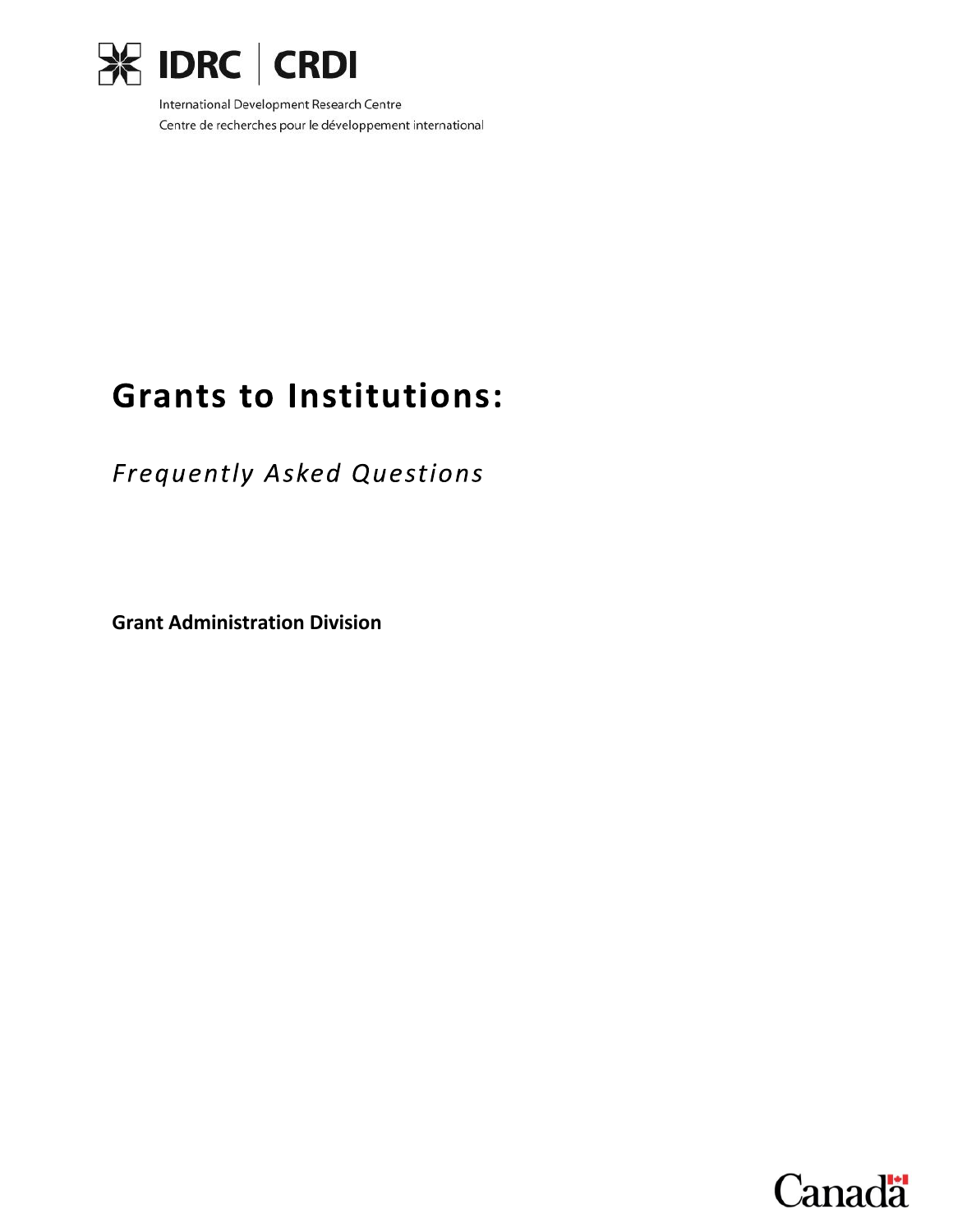IDRC | CRDI

International Development Research Centre
Centre de recherches pour le développement international

# Grants to Institutions:

## *Frequently Asked Questions*

**Grant Administration Division**

Canada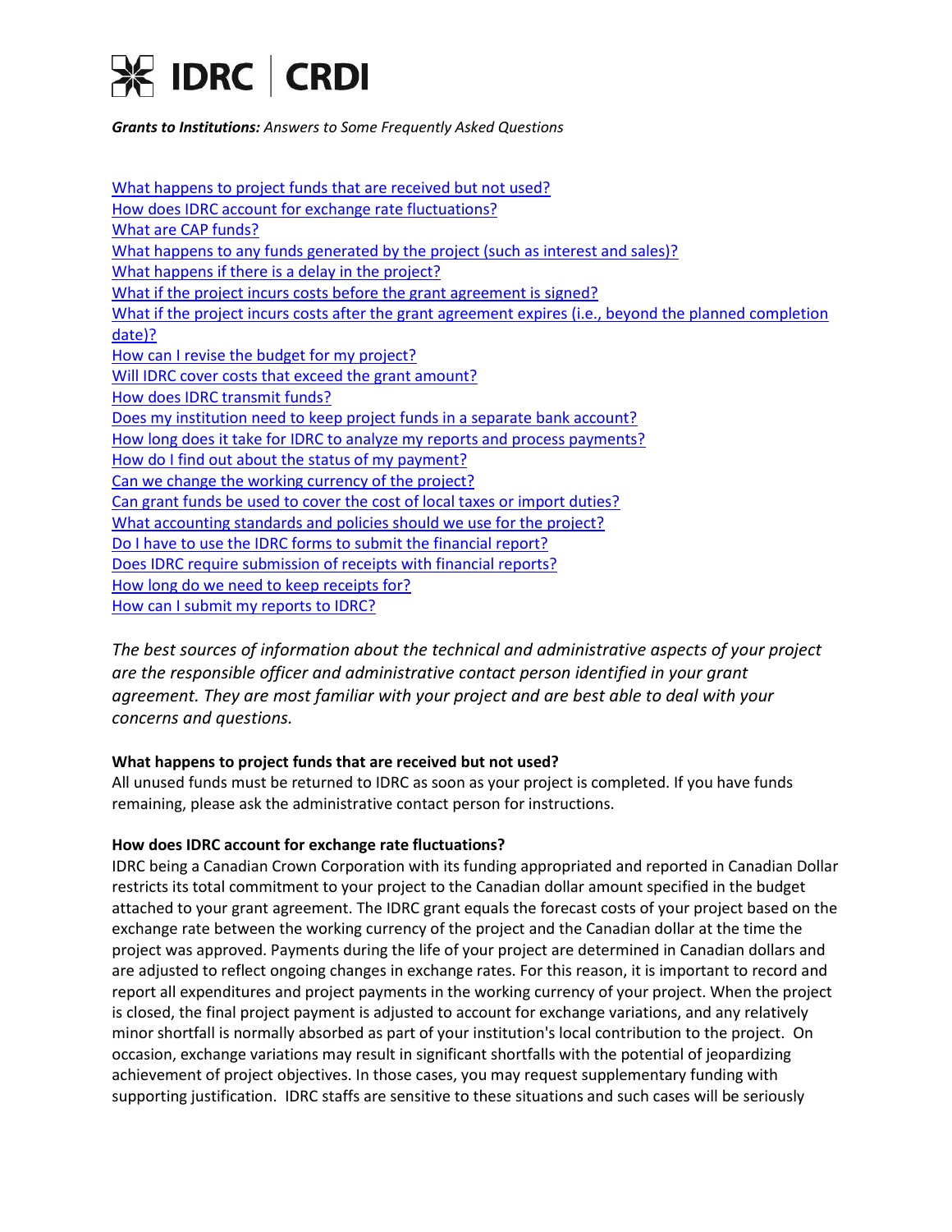# IDRC | CRDI

***Grants to Institutions:*** *Answers to Some Frequently Asked Questions*

[What happens to project funds that are received but not used?](#)
[How does IDRC account for exchange rate fluctuations?](#)
[What are CAP funds?](#)
[What happens to any funds generated by the project (such as interest and sales)?](#)
[What happens if there is a delay in the project?](#)
[What if the project incurs costs before the grant agreement is signed?](#)
[What if the project incurs costs after the grant agreement expires (i.e., beyond the planned completion date)?](#)
[How can I revise the budget for my project?](#)
[Will IDRC cover costs that exceed the grant amount?](#)
[How does IDRC transmit funds?](#)
[Does my institution need to keep project funds in a separate bank account?](#)
[How long does it take for IDRC to analyze my reports and process payments?](#)
[How do I find out about the status of my payment?](#)
[Can we change the working currency of the project?](#)
[Can grant funds be used to cover the cost of local taxes or import duties?](#)
[What accounting standards and policies should we use for the project?](#)
[Do I have to use the IDRC forms to submit the financial report?](#)
[Does IDRC require submission of receipts with financial reports?](#)
[How long do we need to keep receipts for?](#)
[How can I submit my reports to IDRC?](#)

*The best sources of information about the technical and administrative aspects of your project are the responsible officer and administrative contact person identified in your grant agreement. They are most familiar with your project and are best able to deal with your concerns and questions.*

**What happens to project funds that are received but not used?**

All unused funds must be returned to IDRC as soon as your project is completed. If you have funds remaining, please ask the administrative contact person for instructions.

**How does IDRC account for exchange rate fluctuations?**

IDRC being a Canadian Crown Corporation with its funding appropriated and reported in Canadian Dollar restricts its total commitment to your project to the Canadian dollar amount specified in the budget attached to your grant agreement. The IDRC grant equals the forecast costs of your project based on the exchange rate between the working currency of the project and the Canadian dollar at the time the project was approved. Payments during the life of your project are determined in Canadian dollars and are adjusted to reflect ongoing changes in exchange rates. For this reason, it is important to record and report all expenditures and project payments in the working currency of your project. When the project is closed, the final project payment is adjusted to account for exchange variations, and any relatively minor shortfall is normally absorbed as part of your institution's local contribution to the project. On occasion, exchange variations may result in significant shortfalls with the potential of jeopardizing achievement of project objectives. In those cases, you may request supplementary funding with supporting justification. IDRC staffs are sensitive to these situations and such cases will be seriously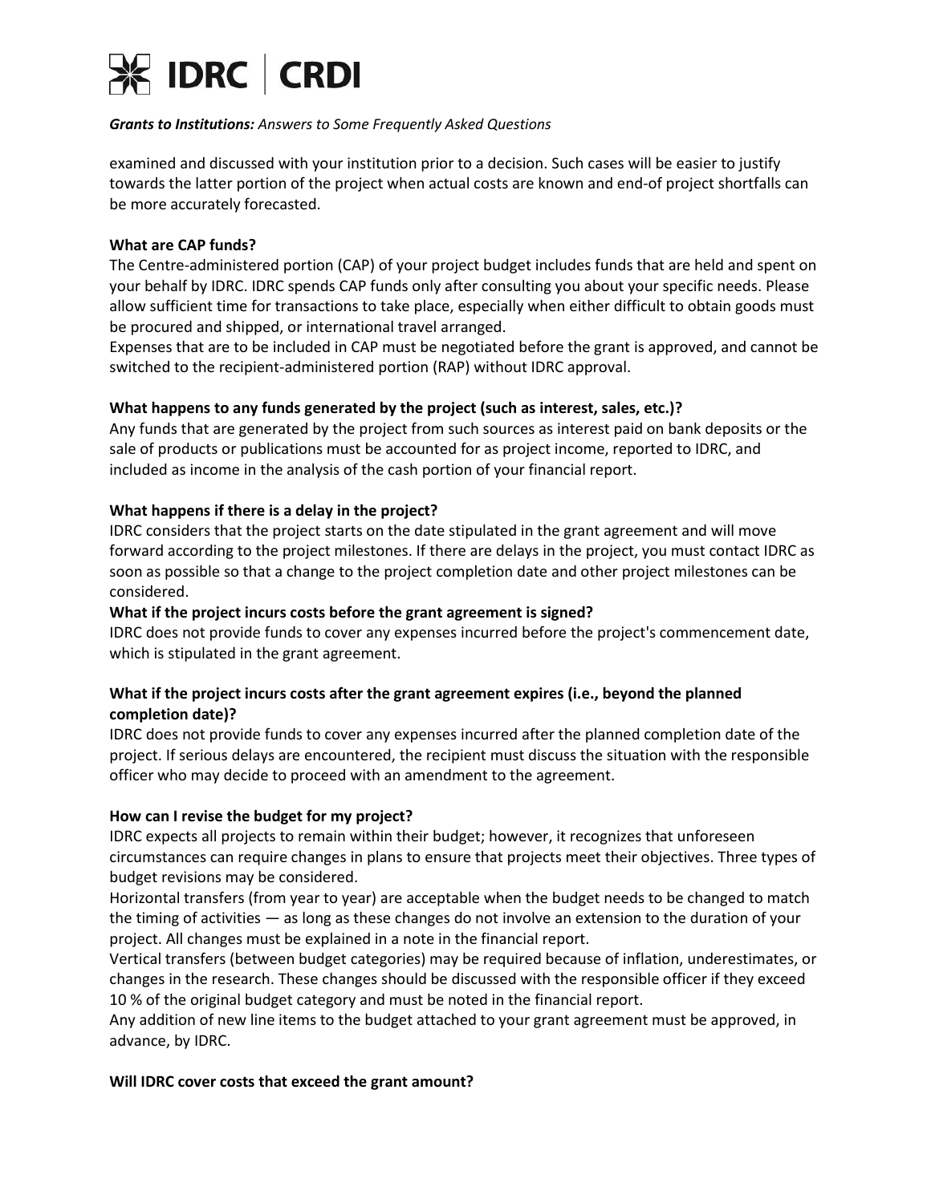examined and discussed with your institution prior to a decision. Such cases will be easier to justify towards the latter portion of the project when actual costs are known and end-of project shortfalls can be more accurately forecasted.

**What are CAP funds?**

The Centre-administered portion (CAP) of your project budget includes funds that are held and spent on your behalf by IDRC. IDRC spends CAP funds only after consulting you about your specific needs. Please allow sufficient time for transactions to take place, especially when either difficult to obtain goods must be procured and shipped, or international travel arranged.

Expenses that are to be included in CAP must be negotiated before the grant is approved, and cannot be switched to the recipient-administered portion (RAP) without IDRC approval.

**What happens to any funds generated by the project (such as interest, sales, etc.)?**

Any funds that are generated by the project from such sources as interest paid on bank deposits or the sale of products or publications must be accounted for as project income, reported to IDRC, and included as income in the analysis of the cash portion of your financial report.

**What happens if there is a delay in the project?**

IDRC considers that the project starts on the date stipulated in the grant agreement and will move forward according to the project milestones. If there are delays in the project, you must contact IDRC as soon as possible so that a change to the project completion date and other project milestones can be considered.

**What if the project incurs costs before the grant agreement is signed?**

IDRC does not provide funds to cover any expenses incurred before the project's commencement date, which is stipulated in the grant agreement.

**What if the project incurs costs after the grant agreement expires (i.e., beyond the planned completion date)?**

IDRC does not provide funds to cover any expenses incurred after the planned completion date of the project. If serious delays are encountered, the recipient must discuss the situation with the responsible officer who may decide to proceed with an amendment to the agreement.

**How can I revise the budget for my project?**

IDRC expects all projects to remain within their budget; however, it recognizes that unforeseen circumstances can require changes in plans to ensure that projects meet their objectives. Three types of budget revisions may be considered.

Horizontal transfers (from year to year) are acceptable when the budget needs to be changed to match the timing of activities — as long as these changes do not involve an extension to the duration of your project. All changes must be explained in a note in the financial report.

Vertical transfers (between budget categories) may be required because of inflation, underestimates, or changes in the research. These changes should be discussed with the responsible officer if they exceed 10 % of the original budget category and must be noted in the financial report.

Any addition of new line items to the budget attached to your grant agreement must be approved, in advance, by IDRC.

**Will IDRC cover costs that exceed the grant amount?**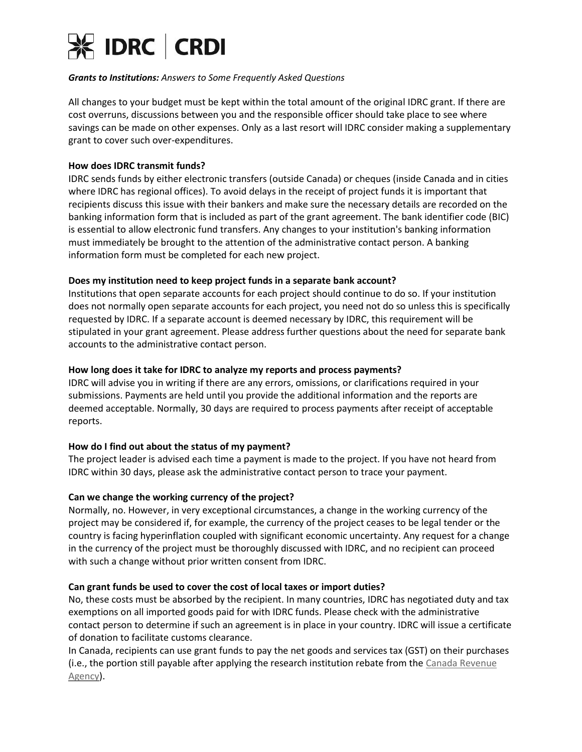*Grants to Institutions: Answers to Some Frequently Asked Questions*

All changes to your budget must be kept within the total amount of the original IDRC grant. If there are cost overruns, discussions between you and the responsible officer should take place to see where savings can be made on other expenses. Only as a last resort will IDRC consider making a supplementary grant to cover such over-expenditures.

**How does IDRC transmit funds?**

IDRC sends funds by either electronic transfers (outside Canada) or cheques (inside Canada and in cities where IDRC has regional offices). To avoid delays in the receipt of project funds it is important that recipients discuss this issue with their bankers and make sure the necessary details are recorded on the banking information form that is included as part of the grant agreement. The bank identifier code (BIC) is essential to allow electronic fund transfers. Any changes to your institution's banking information must immediately be brought to the attention of the administrative contact person. A banking information form must be completed for each new project.

**Does my institution need to keep project funds in a separate bank account?**

Institutions that open separate accounts for each project should continue to do so. If your institution does not normally open separate accounts for each project, you need not do so unless this is specifically requested by IDRC. If a separate account is deemed necessary by IDRC, this requirement will be stipulated in your grant agreement. Please address further questions about the need for separate bank accounts to the administrative contact person.

**How long does it take for IDRC to analyze my reports and process payments?**

IDRC will advise you in writing if there are any errors, omissions, or clarifications required in your submissions. Payments are held until you provide the additional information and the reports are deemed acceptable. Normally, 30 days are required to process payments after receipt of acceptable reports.

**How do I find out about the status of my payment?**

The project leader is advised each time a payment is made to the project. If you have not heard from IDRC within 30 days, please ask the administrative contact person to trace your payment.

**Can we change the working currency of the project?**

Normally, no. However, in very exceptional circumstances, a change in the working currency of the project may be considered if, for example, the currency of the project ceases to be legal tender or the country is facing hyperinflation coupled with significant economic uncertainty. Any request for a change in the currency of the project must be thoroughly discussed with IDRC, and no recipient can proceed with such a change without prior written consent from IDRC.

**Can grant funds be used to cover the cost of local taxes or import duties?**

No, these costs must be absorbed by the recipient. In many countries, IDRC has negotiated duty and tax exemptions on all imported goods paid for with IDRC funds. Please check with the administrative contact person to determine if such an agreement is in place in your country. IDRC will issue a certificate of donation to facilitate customs clearance.

In Canada, recipients can use grant funds to pay the net goods and services tax (GST) on their purchases (i.e., the portion still payable after applying the research institution rebate from the Canada Revenue Agency).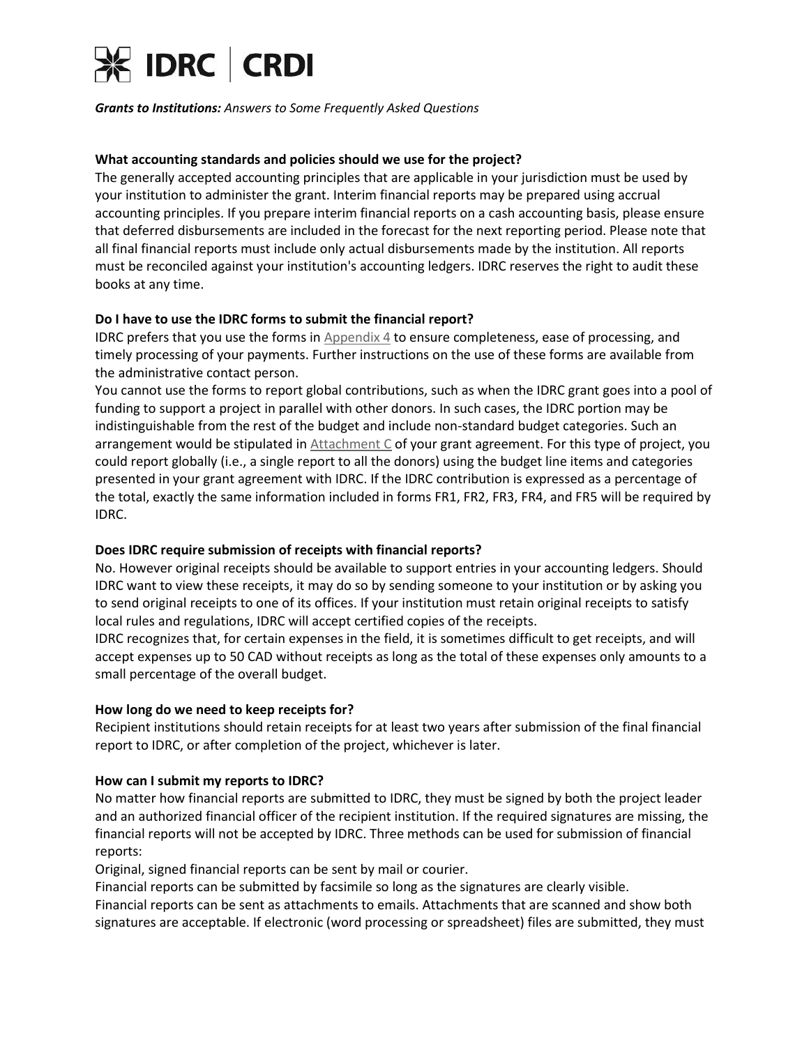*Grants to Institutions:* *Answers to Some Frequently Asked Questions*

**What accounting standards and policies should we use for the project?**

The generally accepted accounting principles that are applicable in your jurisdiction must be used by your institution to administer the grant. Interim financial reports may be prepared using accrual accounting principles. If you prepare interim financial reports on a cash accounting basis, please ensure that deferred disbursements are included in the forecast for the next reporting period. Please note that all final financial reports must include only actual disbursements made by the institution. All reports must be reconciled against your institution's accounting ledgers. IDRC reserves the right to audit these books at any time.

**Do I have to use the IDRC forms to submit the financial report?**

IDRC prefers that you use the forms in Appendix 4 to ensure completeness, ease of processing, and timely processing of your payments. Further instructions on the use of these forms are available from the administrative contact person.

You cannot use the forms to report global contributions, such as when the IDRC grant goes into a pool of funding to support a project in parallel with other donors. In such cases, the IDRC portion may be indistinguishable from the rest of the budget and include non-standard budget categories. Such an arrangement would be stipulated in Attachment C of your grant agreement. For this type of project, you could report globally (i.e., a single report to all the donors) using the budget line items and categories presented in your grant agreement with IDRC. If the IDRC contribution is expressed as a percentage of the total, exactly the same information included in forms FR1, FR2, FR3, FR4, and FR5 will be required by IDRC.

**Does IDRC require submission of receipts with financial reports?**

No. However original receipts should be available to support entries in your accounting ledgers. Should IDRC want to view these receipts, it may do so by sending someone to your institution or by asking you to send original receipts to one of its offices. If your institution must retain original receipts to satisfy local rules and regulations, IDRC will accept certified copies of the receipts.

IDRC recognizes that, for certain expenses in the field, it is sometimes difficult to get receipts, and will accept expenses up to 50 CAD without receipts as long as the total of these expenses only amounts to a small percentage of the overall budget.

**How long do we need to keep receipts for?**

Recipient institutions should retain receipts for at least two years after submission of the final financial report to IDRC, or after completion of the project, whichever is later.

**How can I submit my reports to IDRC?**

No matter how financial reports are submitted to IDRC, they must be signed by both the project leader and an authorized financial officer of the recipient institution. If the required signatures are missing, the financial reports will not be accepted by IDRC. Three methods can be used for submission of financial reports:

Original, signed financial reports can be sent by mail or courier.

Financial reports can be submitted by facsimile so long as the signatures are clearly visible.

Financial reports can be sent as attachments to emails. Attachments that are scanned and show both signatures are acceptable. If electronic (word processing or spreadsheet) files are submitted, they must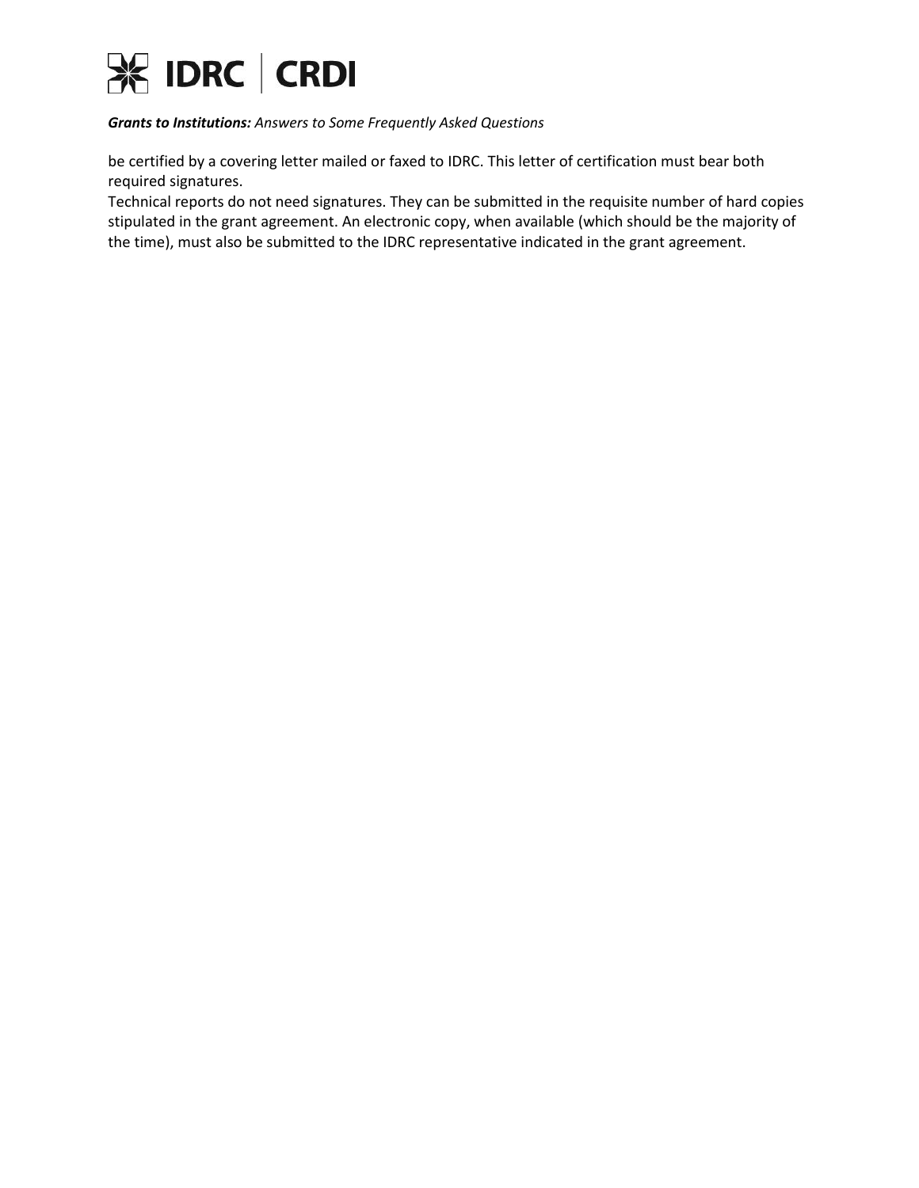be certified by a covering letter mailed or faxed to IDRC. This letter of certification must bear both required signatures.

Technical reports do not need signatures. They can be submitted in the requisite number of hard copies stipulated in the grant agreement. An electronic copy, when available (which should be the majority of the time), must also be submitted to the IDRC representative indicated in the grant agreement.